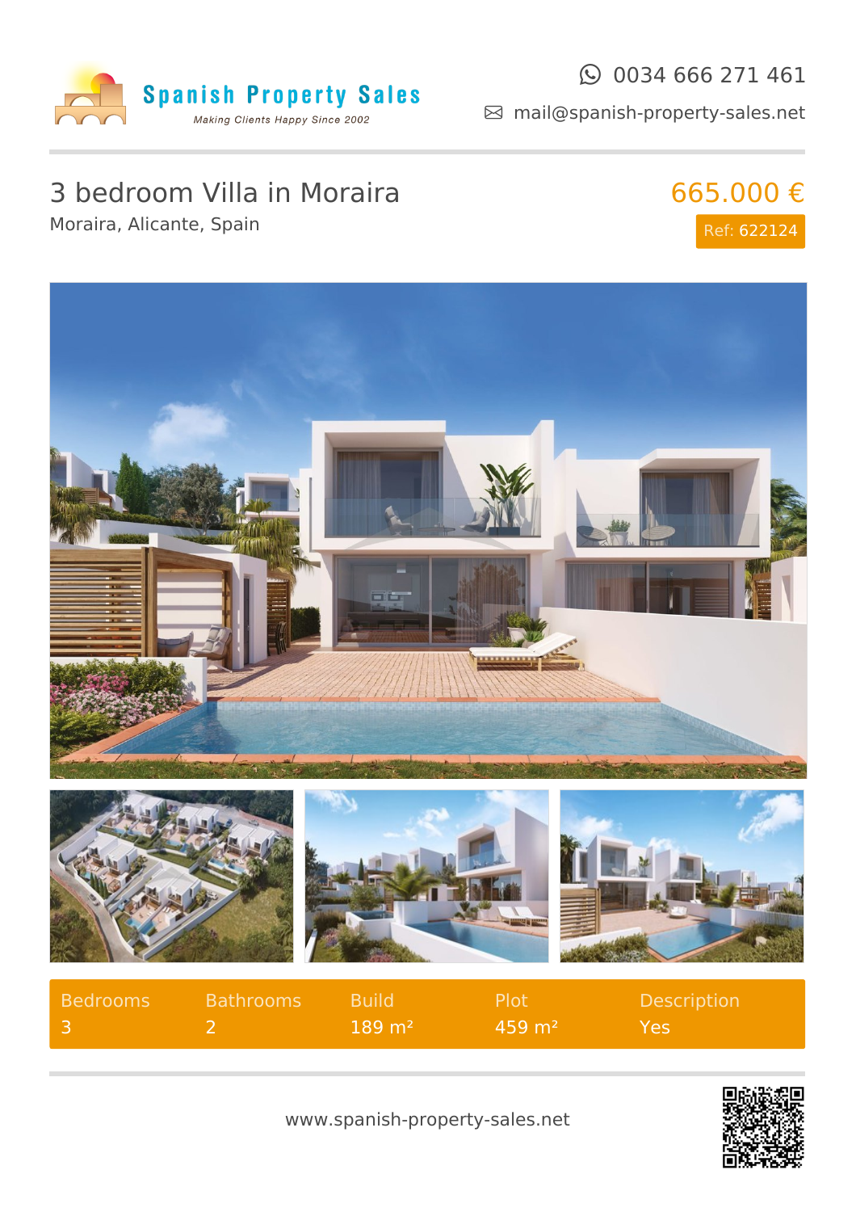Spanish Property Sales

*Making Clients Happy Since 2002*

0034 666 271 461

mail@spanish-property-sales.net

# 3 bedroom Villa in Moraira

Moraira, Alicante, Spain

665.000 €

Ref: 622124

| Bedrooms | Bathrooms | Build | Plot | Description |
|---|---|---|---|---|
| 3 | 2 | 189 m² | 459 m² | Yes |

www.spanish-property-sales.net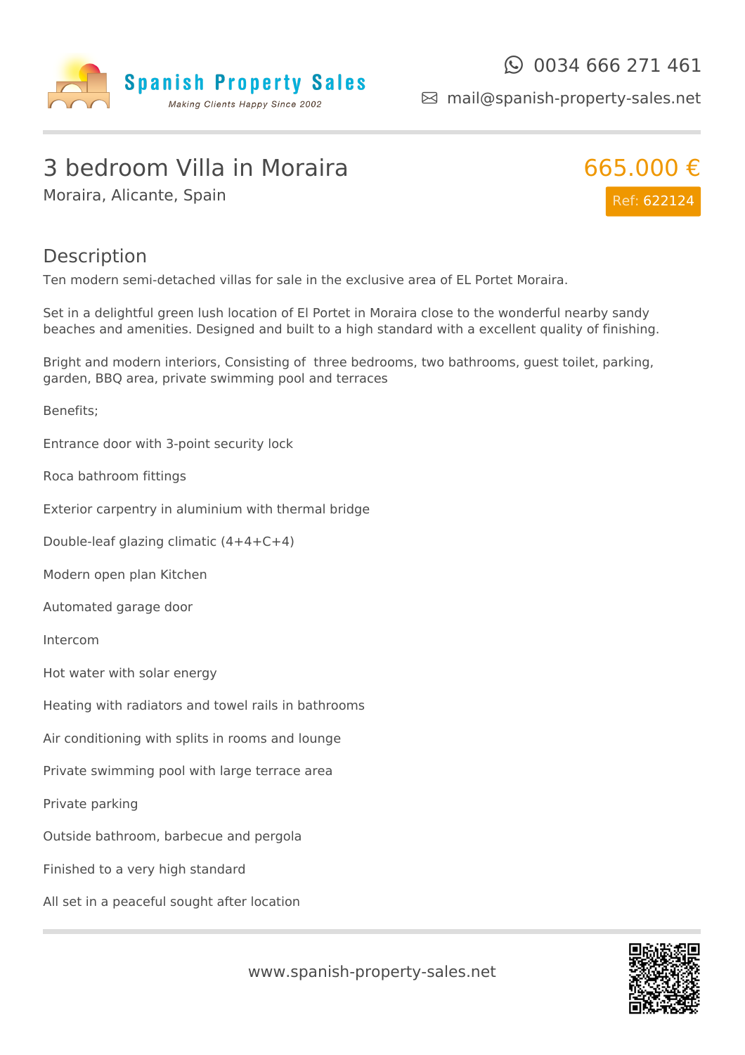Spanish Property Sales

*Making Clients Happy Since 2002*

0034 666 271 461

mail@spanish-property-sales.net

# 3 bedroom Villa in Moraira

Moraira, Alicante, Spain

665.000 €

Ref: 622124

## Description

Ten modern semi-detached villas for sale in the exclusive area of EL Portet Moraira.

Set in a delightful green lush location of El Portet in Moraira close to the wonderful nearby sandy beaches and amenities. Designed and built to a high standard with a excellent quality of finishing.

Bright and modern interiors, Consisting of three bedrooms, two bathrooms, guest toilet, parking, garden, BBQ area, private swimming pool and terraces

Benefits;

Entrance door with 3-point security lock

Roca bathroom fittings

Exterior carpentry in aluminium with thermal bridge

Double-leaf glazing climatic (4+4+C+4)

Modern open plan Kitchen

Automated garage door

Intercom

Hot water with solar energy

Heating with radiators and towel rails in bathrooms

Air conditioning with splits in rooms and lounge

Private swimming pool with large terrace area

Private parking

Outside bathroom, barbecue and pergola

Finished to a very high standard

All set in a peaceful sought after location

www.spanish-property-sales.net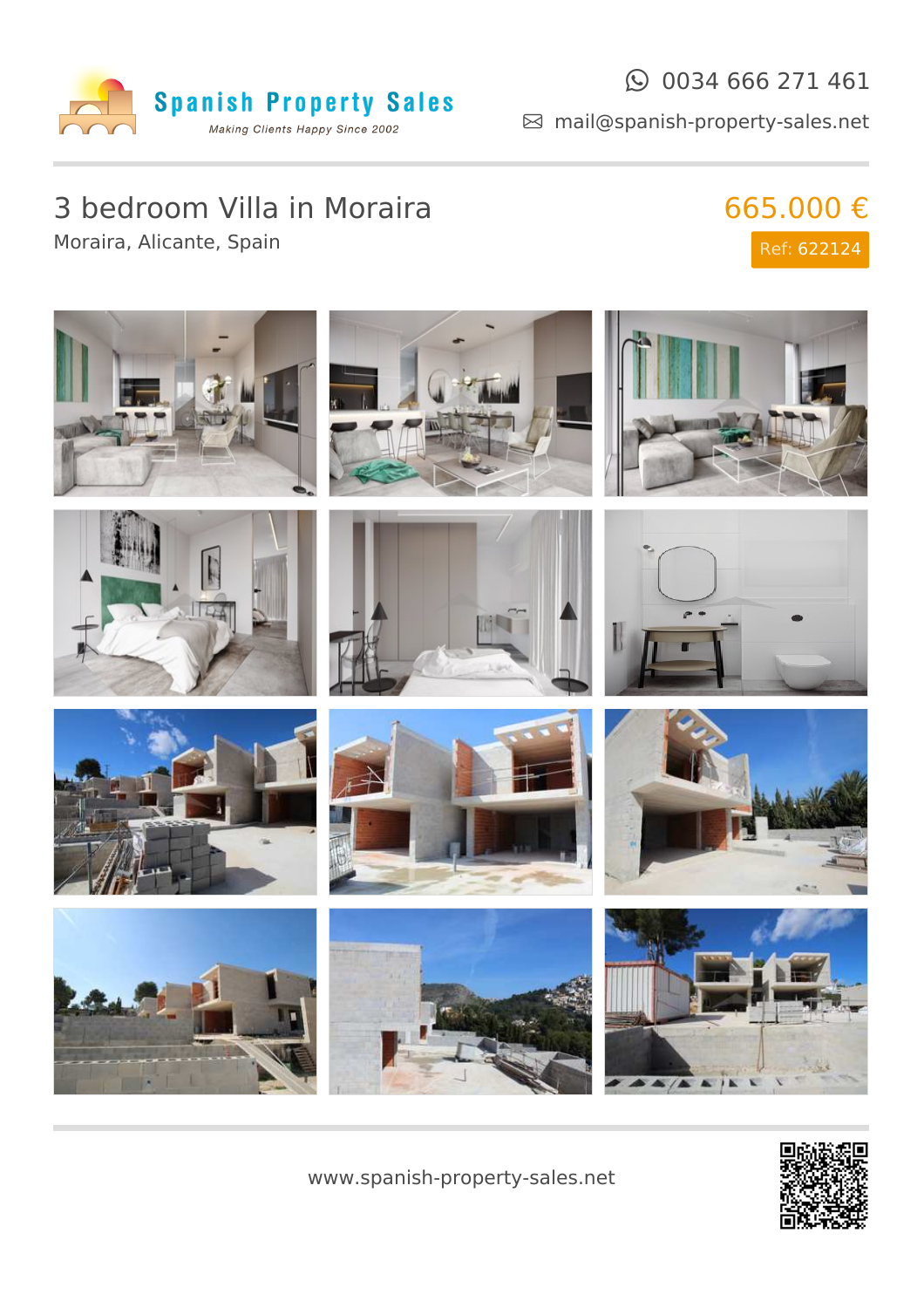Spanish Property Sales

*Making Clients Happy Since 2002*

0034 666 271 461

mail@spanish-property-sales.net

# 3 bedroom Villa in Moraira

Moraira, Alicante, Spain

665.000 €

Ref: 622124

www.spanish-property-sales.net